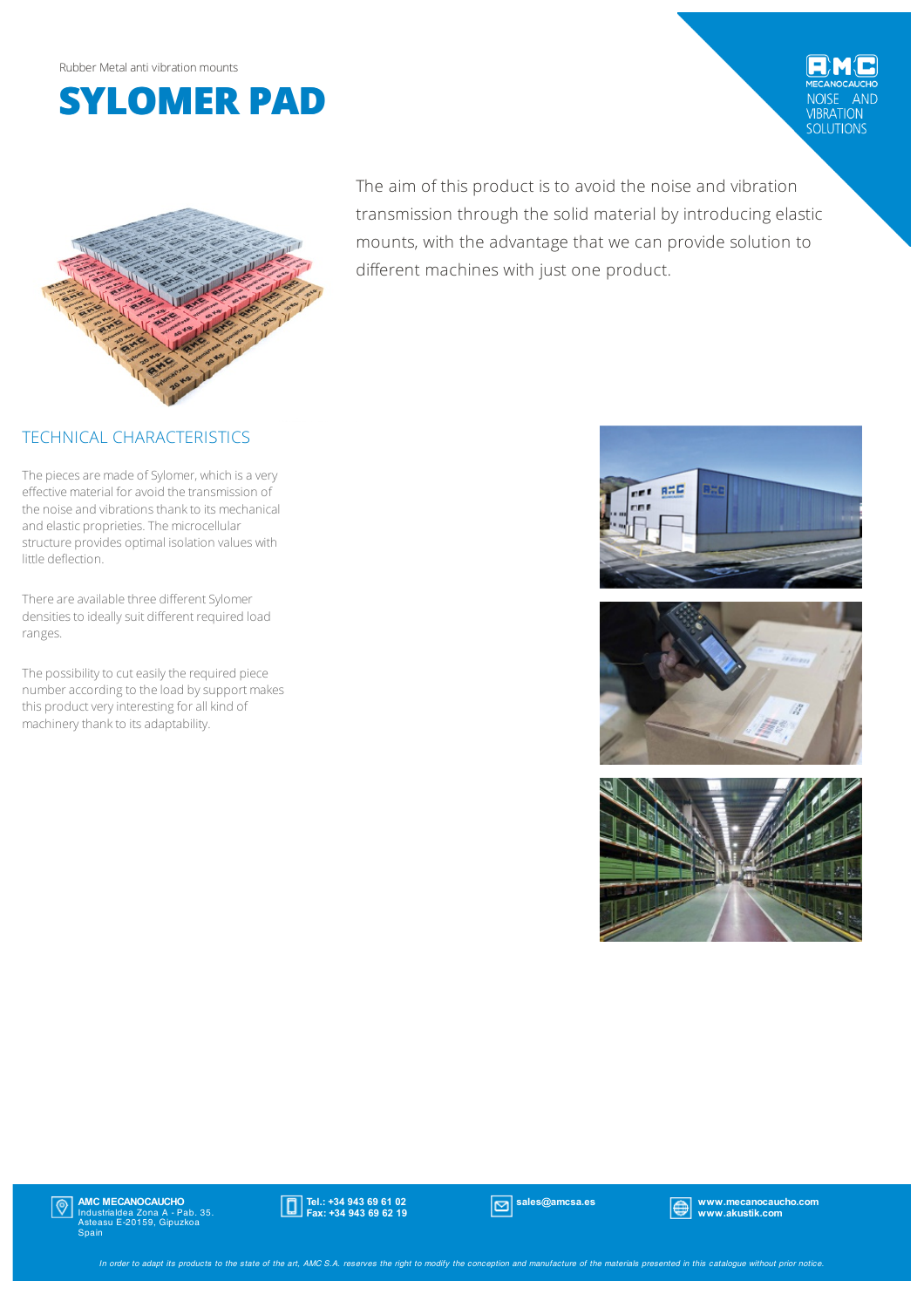Rubber Metal anti vibration mounts

# SYLOMER PAD

The aim of this product is to avoid the noise and vibration transmission through the solid material by introducing elastic mounts, with the advantage that we can provide solution to different machines with just one product.

## TECHNICAL CHARACTERISTICS

The pieces are made of Sylomer, which is a very effective material for avoid the transmission of the noise and vibrations thank to its mechanical and elastic proprieties. The microcellular structure provides optimal isolation values with little deflection.

There are available three different Sylomer densities to ideally suit different required load ranges.

The possibility to cut easily the required piece number according to the load by support makes this product very interesting for all kind of machinery thank to its adaptability.

**AMC MECANOCAUCHO**
Industrialdea Zona A - Pab. 35.
Asteasu E-20159, Gipuzkoa
Spain

**Tel.: +34 943 69 61 02**
**Fax: +34 943 69 62 19**

**sales@amcsa.es**

**www.mecanocaucho.com**
**www.akustik.com**

*In order to adapt its products to the state of the art, AMC S.A. reserves the right to modify the conception and manufacture of the materials presented in this catalogue without prior notice.*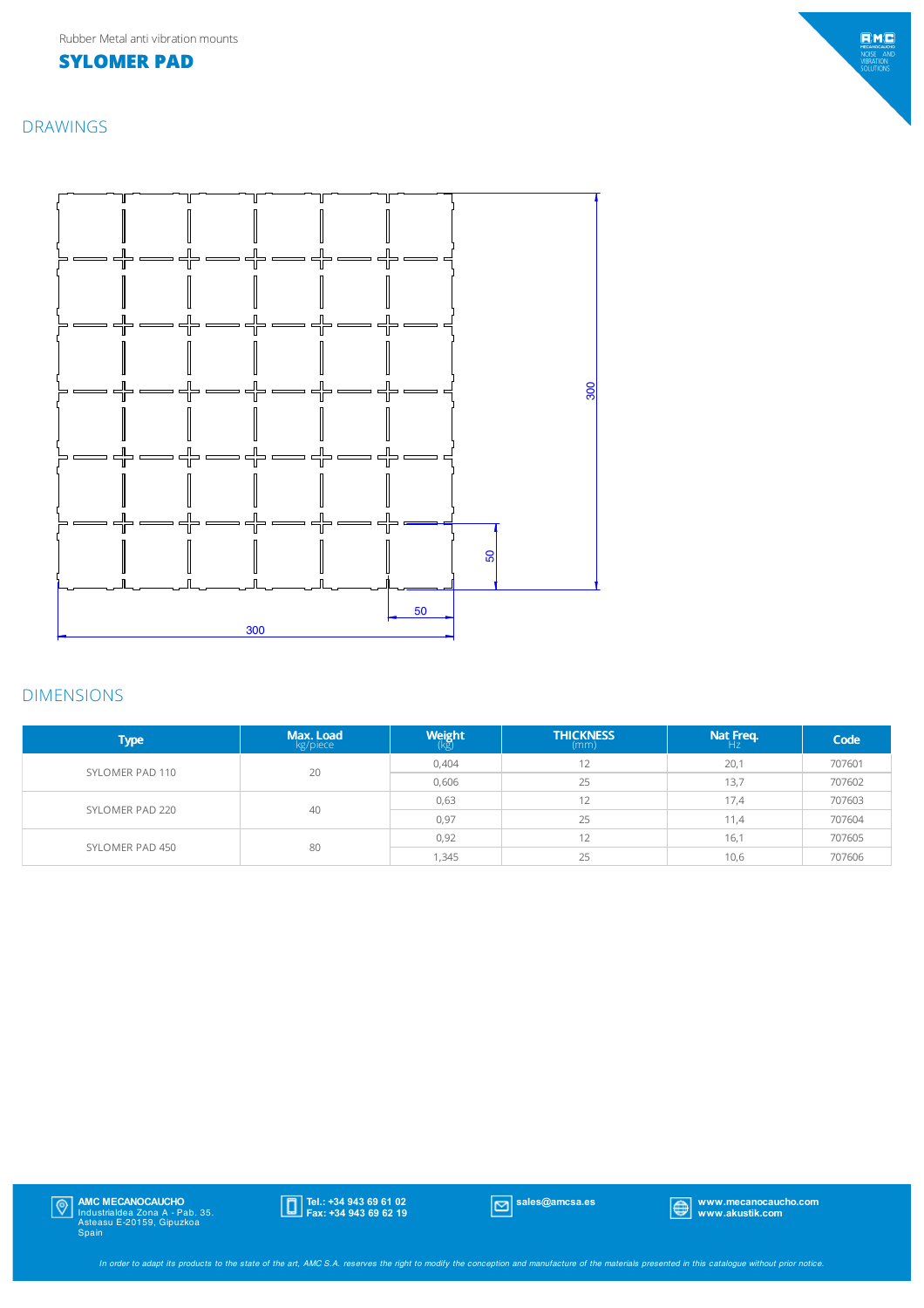Rubber Metal anti vibration mounts

# SYLOMER PAD

## DRAWINGS

300

50

50

300

## DIMENSIONS

| Type | Max. Load kg/piece | Weight (kg) | THICKNESS (mm) | Nat Freq. Hz | Code |
|---|---|---|---|---|---|
| SYLOMER PAD 110 | 20 | 0,404 | 12 | 20,1 | 707601 |
| | | 0,606 | 25 | 13,7 | 707602 |
| SYLOMER PAD 220 | 40 | 0,63 | 12 | 17,4 | 707603 |
| | | 0,97 | 25 | 11,4 | 707604 |
| SYLOMER PAD 450 | 80 | 0,92 | 12 | 16,1 | 707605 |
| | | 1,345 | 25 | 10,6 | 707606 |

**AMC MECANOCAUCHO**
Industrialdea Zona A - Pab. 35.
Asteasu E-20159, Gipuzkoa
Spain

**Tel.: +34 943 69 61 02**
**Fax: +34 943 69 62 19**

**sales@amcsa.es**

**www.mecanocaucho.com**
**www.akustik.com**

*In order to adapt its products to the state of the art, AMC S.A. reserves the right to modify the conception and manufacture of the materials presented in this catalogue without prior notice.*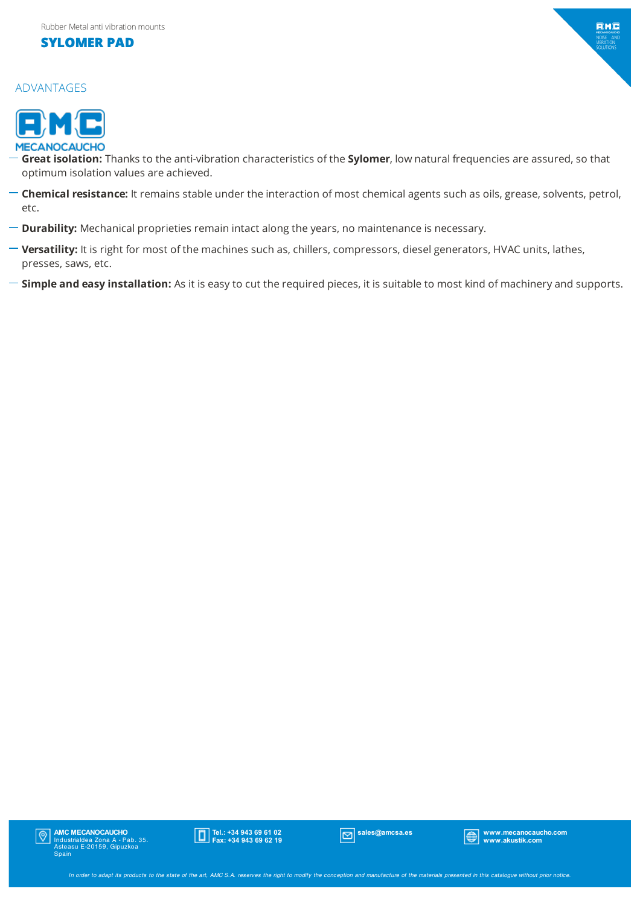## ADVANTAGES

- **Great isolation:** Thanks to the anti-vibration characteristics of the **Sylomer**, low natural frequencies are assured, so that optimum isolation values are achieved.
- **Chemical resistance:** It remains stable under the interaction of most chemical agents such as oils, grease, solvents, petrol, etc.
- **Durability:** Mechanical proprieties remain intact along the years, no maintenance is necessary.
- **Versatility:** It is right for most of the machines such as, chillers, compressors, diesel generators, HVAC units, lathes, presses, saws, etc.
- **Simple and easy installation:** As it is easy to cut the required pieces, it is suitable to most kind of machinery and supports.